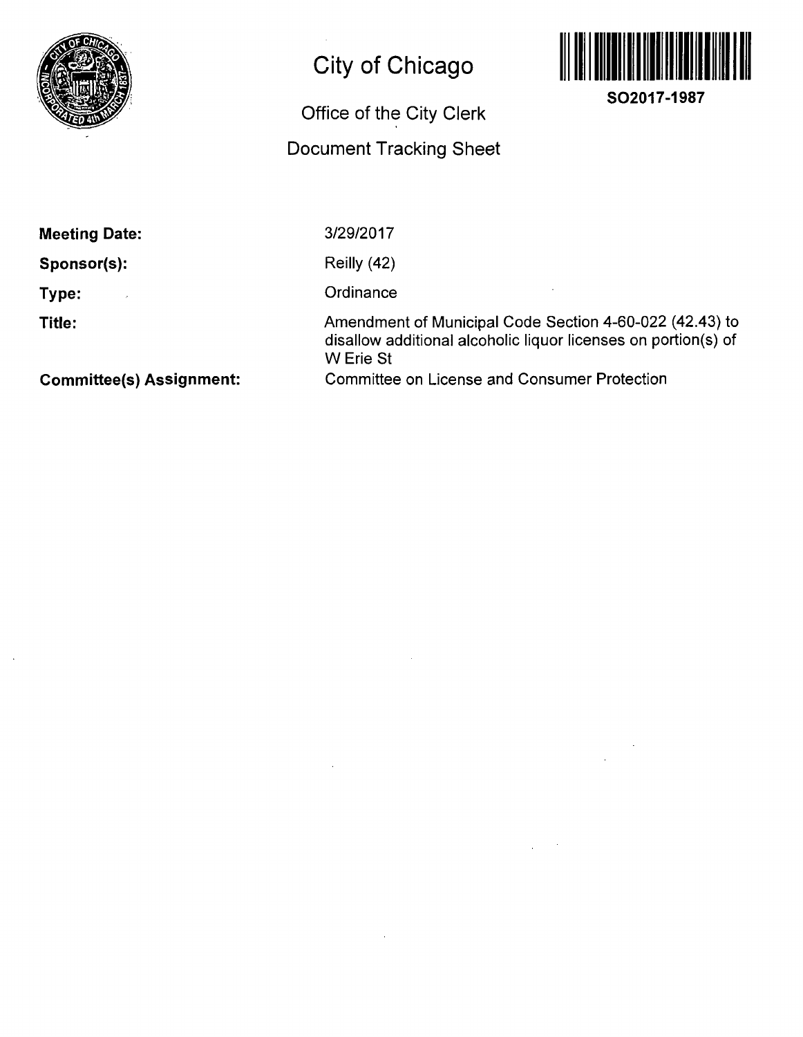# City of Chicago

**SO2017-1987**

## Office of the City Clerk

## Document Tracking Sheet

**Meeting Date:** 3/29/2017

**Sponsor(s):** Reilly (42)

**Type:** Ordinance

**Title:** Amendment of Municipal Code Section 4-60-022 (42.43) to disallow additional alcoholic liquor licenses on portion(s) of W Erie St

**Committee(s) Assignment:** Committee on License and Consumer Protection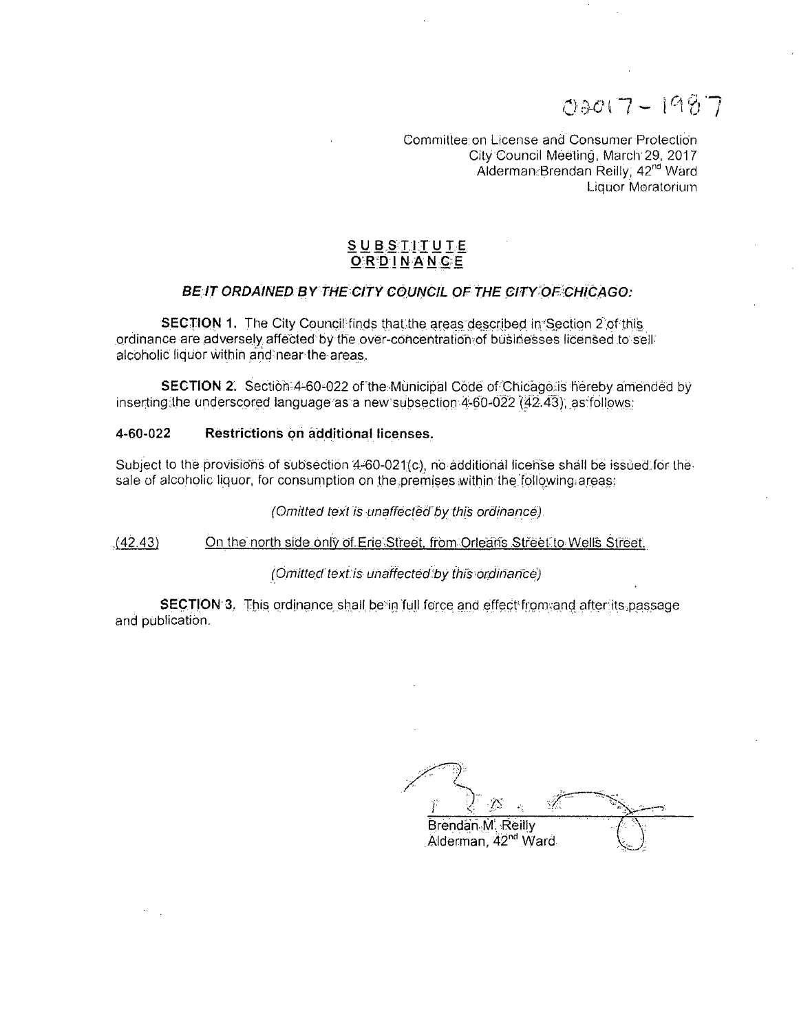O2017 - 1987

Committee on License and Consumer Protection
City Council Meeting, March 29, 2017
Alderman Brendan Reilly, 42nd Ward
Liquor Moratorium

**SUBSTITUTE ORDINANCE**

***BE IT ORDAINED BY THE CITY COUNCIL OF THE CITY OF CHICAGO:***

**SECTION 1.** The City Council finds that the areas described in Section 2 of this ordinance are adversely affected by the over-concentration of businesses licensed to sell alcoholic liquor within and near the areas.

**SECTION 2.** Section 4-60-022 of the Municipal Code of Chicago is hereby amended by inserting the underscored language as a new subsection 4-60-022 (42.43), as follows:

**4-60-022 Restrictions on additional licenses.**

Subject to the provisions of subsection 4-60-021(c), no additional license shall be issued for the sale of alcoholic liquor, for consumption on the premises within the following areas:

*(Omitted text is unaffected by this ordinance)*

(42.43) On the north side only of Erie Street, from Orleans Street to Wells Street.

*(Omitted text is unaffected by this ordinance)*

**SECTION 3.** This ordinance shall be in full force and effect from and after its passage and publication.

Brendan M. Reilly
Alderman, 42nd Ward